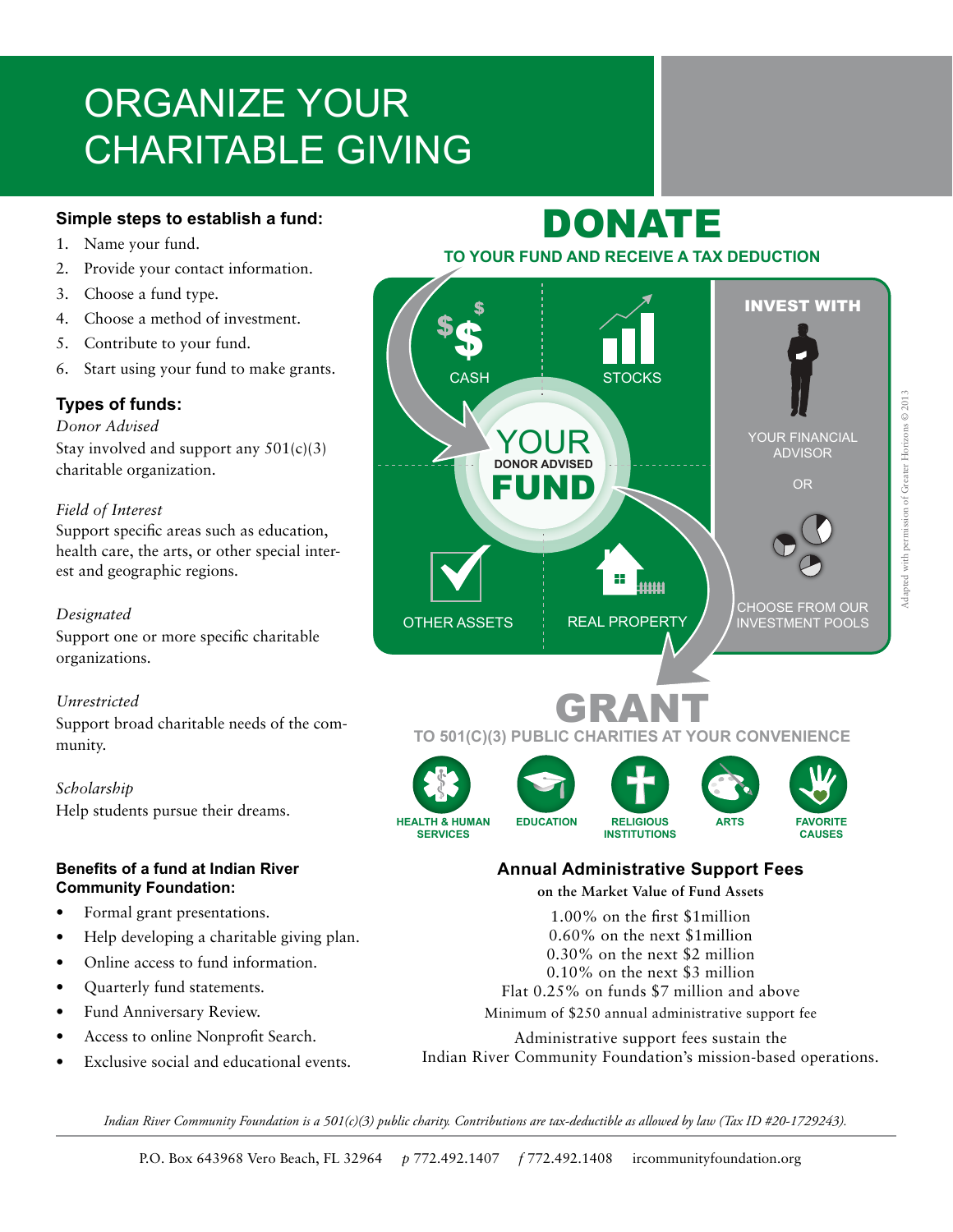# ORGANIZE YOUR CHARITABLE GIVING

### Simple steps to establish a fund:

1. Name your fund.
2. Provide your contact information.
3. Choose a fund type.
4. Choose a method of investment.
5. Contribute to your fund.
6. Start using your fund to make grants.

### Types of funds:

*Donor Advised*
Stay involved and support any 501(c)(3) charitable organization.

*Field of Interest*
Support specific areas such as education, health care, the arts, or other special interest and geographic regions.

*Designated*
Support one or more specific charitable organizations.

*Unrestricted*
Support broad charitable needs of the community.

*Scholarship*
Help students pursue their dreams.

### Benefits of a fund at Indian River Community Foundation:

- Formal grant presentations.
- Help developing a charitable giving plan.
- Online access to fund information.
- Quarterly fund statements.
- Fund Anniversary Review.
- Access to online Nonprofit Search.
- Exclusive social and educational events.

## DONATE

**TO YOUR FUND AND RECEIVE A TAX DEDUCTION**

CASH

STOCKS

OTHER ASSETS

REAL PROPERTY

YOUR DONOR ADVISED FUND

**INVEST WITH**

YOUR FINANCIAL ADVISOR

OR

CHOOSE FROM OUR INVESTMENT POOLS

Adapted with permission of Greater Horizons © 2013

## GRANT

**TO 501(C)(3) PUBLIC CHARITIES AT YOUR CONVENIENCE**

HEALTH & HUMAN SERVICES

EDUCATION

RELIGIOUS INSTITUTIONS

ARTS

FAVORITE CAUSES

### Annual Administrative Support Fees

**on the Market Value of Fund Assets**

1.00% on the first $1million
0.60% on the next $1million
0.30% on the next $2 million
0.10% on the next $3 million
Flat 0.25% on funds $7 million and above
Minimum of $250 annual administrative support fee

Administrative support fees sustain the Indian River Community Foundation's mission-based operations.

*Indian River Community Foundation is a 501(c)(3) public charity. Contributions are tax-deductible as allowed by law (Tax ID #20-1729243).*

P.O. Box 643968 Vero Beach, FL 32964 *p* 772.492.1407 *f* 772.492.1408 ircommunityfoundation.org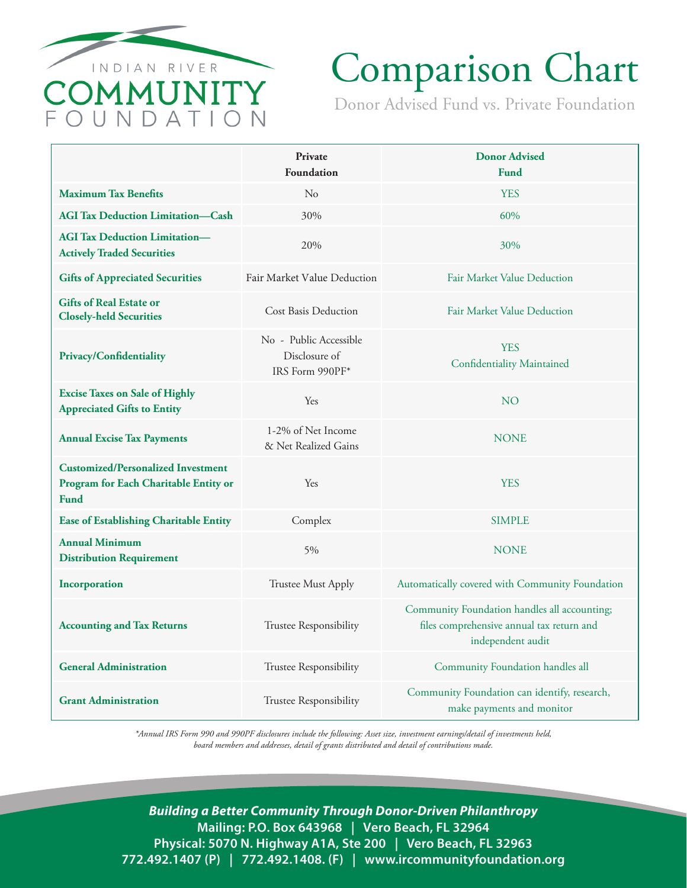INDIAN RIVER COMMUNITY FOUNDATION

# Comparison Chart

Donor Advised Fund vs. Private Foundation

| | Private Foundation | Donor Advised Fund |
|---|---|---|
| **Maximum Tax Benefits** | No | YES |
| **AGI Tax Deduction Limitation—Cash** | 30% | 60% |
| **AGI Tax Deduction Limitation—Actively Traded Securities** | 20% | 30% |
| **Gifts of Appreciated Securities** | Fair Market Value Deduction | Fair Market Value Deduction |
| **Gifts of Real Estate or Closely-held Securities** | Cost Basis Deduction | Fair Market Value Deduction |
| **Privacy/Confidentiality** | No - Public Accessible Disclosure of IRS Form 990PF* | YES Confidentiality Maintained |
| **Excise Taxes on Sale of Highly Appreciated Gifts to Entity** | Yes | NO |
| **Annual Excise Tax Payments** | 1-2% of Net Income & Net Realized Gains | NONE |
| **Customized/Personalized Investment Program for Each Charitable Entity or Fund** | Yes | YES |
| **Ease of Establishing Charitable Entity** | Complex | SIMPLE |
| **Annual Minimum Distribution Requirement** | 5% | NONE |
| **Incorporation** | Trustee Must Apply | Automatically covered with Community Foundation |
| **Accounting and Tax Returns** | Trustee Responsibility | Community Foundation handles all accounting; files comprehensive annual tax return and independent audit |
| **General Administration** | Trustee Responsibility | Community Foundation handles all |
| **Grant Administration** | Trustee Responsibility | Community Foundation can identify, research, make payments and monitor |

*\*Annual IRS Form 990 and 990PF disclosures include the following: Asset size, investment earnings/detail of investments held, board members and addresses, detail of grants distributed and detail of contributions made.*

***Building a Better Community Through Donor-Driven Philanthropy***

**Mailing: P.O. Box 643968 | Vero Beach, FL 32964**

**Physical: 5070 N. Highway A1A, Ste 200 | Vero Beach, FL 32963**

**772.492.1407 (P) | 772.492.1408. (F) | www.ircommunityfoundation.org**